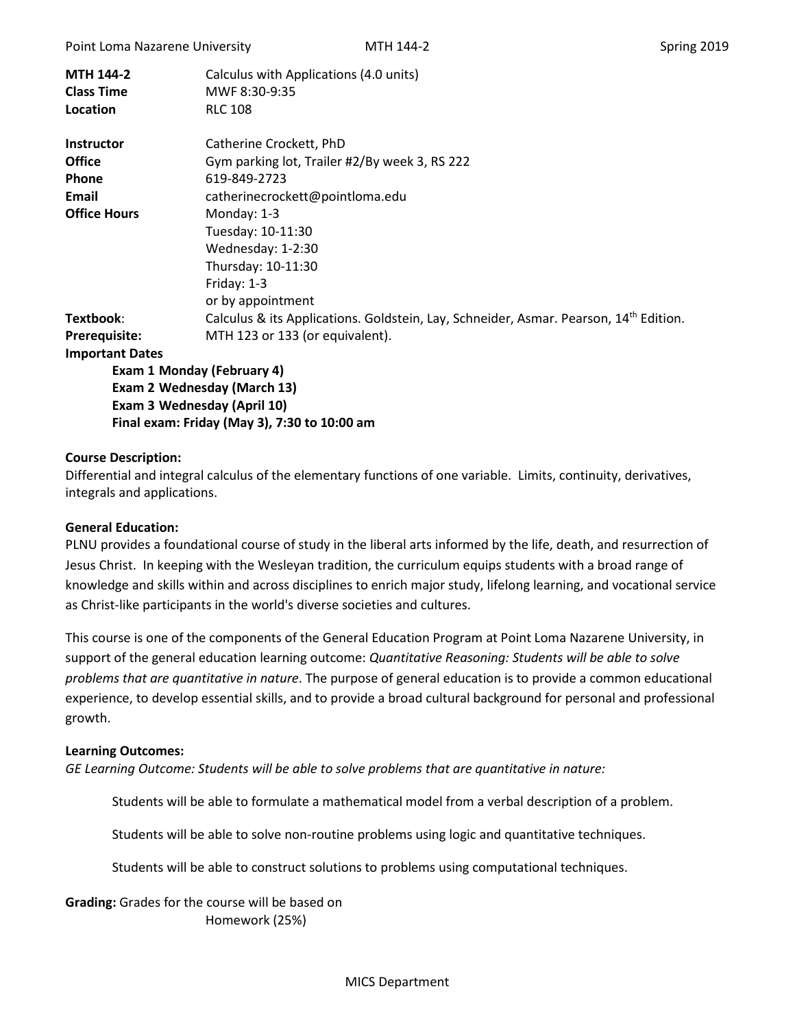| | |
|---|---|
| **MTH 144-2** | Calculus with Applications (4.0 units) |
| **Class Time** | MWF 8:30-9:35 |
| **Location** | RLC 108 |
| **Instructor** | Catherine Crockett, PhD |
| **Office** | Gym parking lot, Trailer #2/By week 3, RS 222 |
| **Phone** | 619-849-2723 |
| **Email** | catherinecrockett@pointloma.edu |
| **Office Hours** | Monday: 1-3<br>Tuesday: 10-11:30<br>Wednesday: 1-2:30<br>Thursday: 10-11:30<br>Friday: 1-3<br>or by appointment |
| **Textbook**: | Calculus & its Applications. Goldstein, Lay, Schneider, Asmar. Pearson, 14th Edition. |
| **Prerequisite:** | MTH 123 or 133 (or equivalent). |

**Important Dates**

- **Exam 1 Monday (February 4)**
- **Exam 2 Wednesday (March 13)**
- **Exam 3 Wednesday (April 10)**
- **Final exam: Friday (May 3), 7:30 to 10:00 am**

**Course Description:**

Differential and integral calculus of the elementary functions of one variable. Limits, continuity, derivatives, integrals and applications.

**General Education:**

PLNU provides a foundational course of study in the liberal arts informed by the life, death, and resurrection of Jesus Christ. In keeping with the Wesleyan tradition, the curriculum equips students with a broad range of knowledge and skills within and across disciplines to enrich major study, lifelong learning, and vocational service as Christ-like participants in the world's diverse societies and cultures.

This course is one of the components of the General Education Program at Point Loma Nazarene University, in support of the general education learning outcome: *Quantitative Reasoning: Students will be able to solve problems that are quantitative in nature*. The purpose of general education is to provide a common educational experience, to develop essential skills, and to provide a broad cultural background for personal and professional growth.

**Learning Outcomes:**

*GE Learning Outcome: Students will be able to solve problems that are quantitative in nature:*

Students will be able to formulate a mathematical model from a verbal description of a problem.

Students will be able to solve non-routine problems using logic and quantitative techniques.

Students will be able to construct solutions to problems using computational techniques.

**Grading:** Grades for the course will be based on

Homework (25%)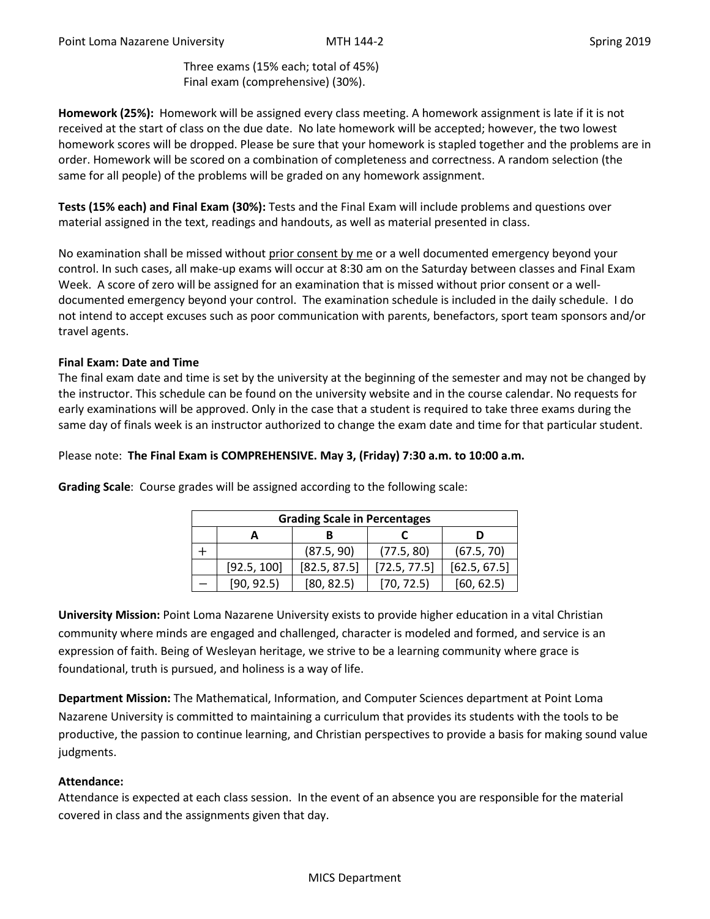Three exams (15% each; total of 45%)
Final exam (comprehensive) (30%).

**Homework (25%):** Homework will be assigned every class meeting. A homework assignment is late if it is not received at the start of class on the due date. No late homework will be accepted; however, the two lowest homework scores will be dropped. Please be sure that your homework is stapled together and the problems are in order. Homework will be scored on a combination of completeness and correctness. A random selection (the same for all people) of the problems will be graded on any homework assignment.

**Tests (15% each) and Final Exam (30%):** Tests and the Final Exam will include problems and questions over material assigned in the text, readings and handouts, as well as material presented in class.

No examination shall be missed without <u>prior consent by me</u> or a well documented emergency beyond your control. In such cases, all make-up exams will occur at 8:30 am on the Saturday between classes and Final Exam Week. A score of zero will be assigned for an examination that is missed without prior consent or a well-documented emergency beyond your control. The examination schedule is included in the daily schedule. I do not intend to accept excuses such as poor communication with parents, benefactors, sport team sponsors and/or travel agents.

**Final Exam: Date and Time**

The final exam date and time is set by the university at the beginning of the semester and may not be changed by the instructor. This schedule can be found on the university website and in the course calendar. No requests for early examinations will be approved. Only in the case that a student is required to take three exams during the same day of finals week is an instructor authorized to change the exam date and time for that particular student.

Please note: **The Final Exam is COMPREHENSIVE. May 3, (Friday) 7:30 a.m. to 10:00 a.m.**

**Grading Scale**: Course grades will be assigned according to the following scale:

| Grading Scale in Percentages | | | | |
|---|---|---|---|---|
| | A | B | C | D |
| + | | (87.5, 90) | (77.5, 80) | (67.5, 70) |
| | [92.5, 100] | [82.5, 87.5] | [72.5, 77.5] | [62.5, 67.5] |
| − | [90, 92.5) | [80, 82.5) | [70, 72.5) | [60, 62.5) |

**University Mission:** Point Loma Nazarene University exists to provide higher education in a vital Christian community where minds are engaged and challenged, character is modeled and formed, and service is an expression of faith. Being of Wesleyan heritage, we strive to be a learning community where grace is foundational, truth is pursued, and holiness is a way of life.

**Department Mission:** The Mathematical, Information, and Computer Sciences department at Point Loma Nazarene University is committed to maintaining a curriculum that provides its students with the tools to be productive, the passion to continue learning, and Christian perspectives to provide a basis for making sound value judgments.

**Attendance:**

Attendance is expected at each class session. In the event of an absence you are responsible for the material covered in class and the assignments given that day.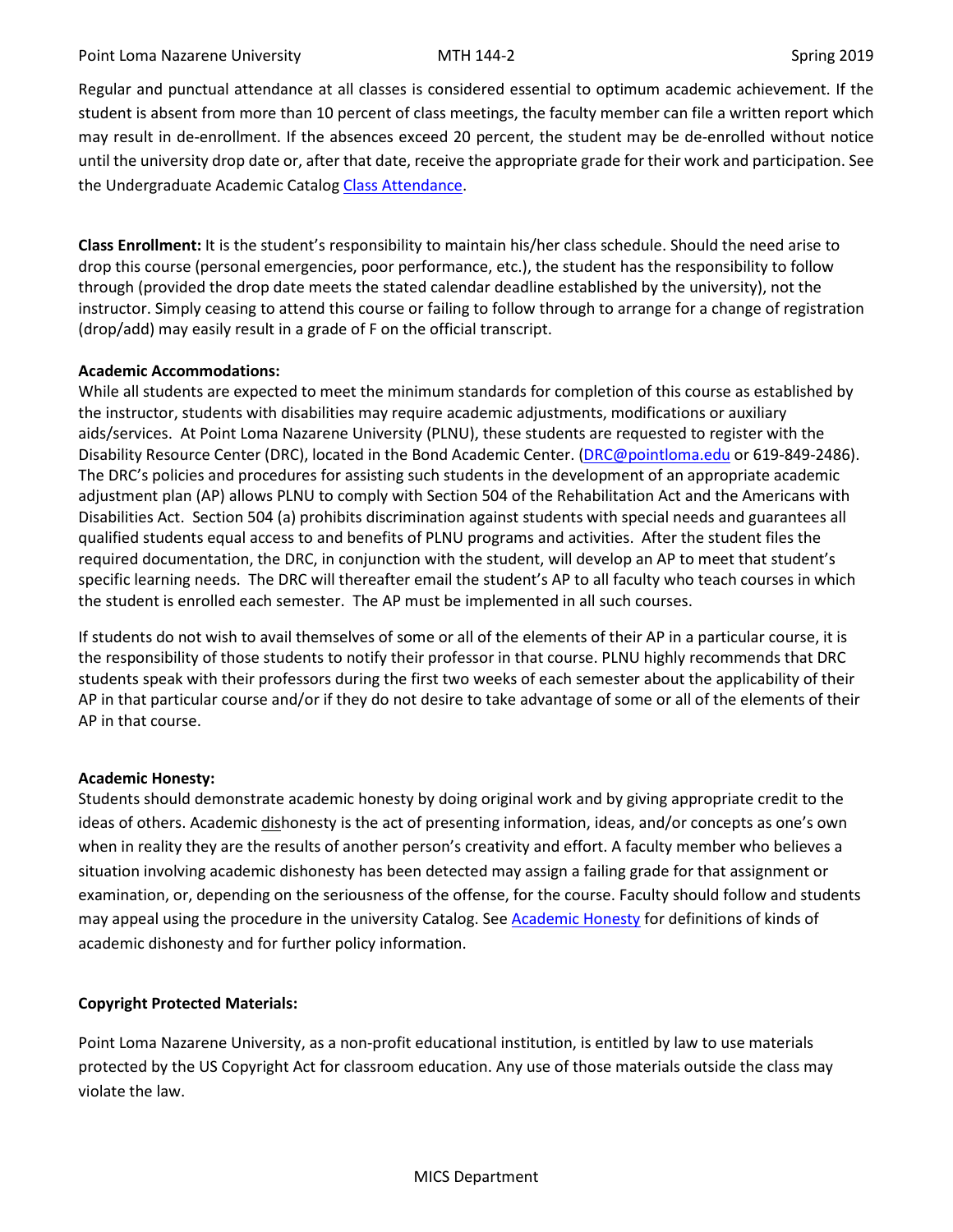Regular and punctual attendance at all classes is considered essential to optimum academic achievement. If the student is absent from more than 10 percent of class meetings, the faculty member can file a written report which may result in de-enrollment. If the absences exceed 20 percent, the student may be de-enrolled without notice until the university drop date or, after that date, receive the appropriate grade for their work and participation. See the Undergraduate Academic Catalog [Class Attendance].

**Class Enrollment:** It is the student's responsibility to maintain his/her class schedule. Should the need arise to drop this course (personal emergencies, poor performance, etc.), the student has the responsibility to follow through (provided the drop date meets the stated calendar deadline established by the university), not the instructor. Simply ceasing to attend this course or failing to follow through to arrange for a change of registration (drop/add) may easily result in a grade of F on the official transcript.

**Academic Accommodations:**
While all students are expected to meet the minimum standards for completion of this course as established by the instructor, students with disabilities may require academic adjustments, modifications or auxiliary aids/services. At Point Loma Nazarene University (PLNU), these students are requested to register with the Disability Resource Center (DRC), located in the Bond Academic Center. (DRC@pointloma.edu or 619-849-2486). The DRC's policies and procedures for assisting such students in the development of an appropriate academic adjustment plan (AP) allows PLNU to comply with Section 504 of the Rehabilitation Act and the Americans with Disabilities Act. Section 504 (a) prohibits discrimination against students with special needs and guarantees all qualified students equal access to and benefits of PLNU programs and activities. After the student files the required documentation, the DRC, in conjunction with the student, will develop an AP to meet that student's specific learning needs. The DRC will thereafter email the student's AP to all faculty who teach courses in which the student is enrolled each semester. The AP must be implemented in all such courses.

If students do not wish to avail themselves of some or all of the elements of their AP in a particular course, it is the responsibility of those students to notify their professor in that course. PLNU highly recommends that DRC students speak with their professors during the first two weeks of each semester about the applicability of their AP in that particular course and/or if they do not desire to take advantage of some or all of the elements of their AP in that course.

**Academic Honesty:**
Students should demonstrate academic honesty by doing original work and by giving appropriate credit to the ideas of others. Academic dishonesty is the act of presenting information, ideas, and/or concepts as one's own when in reality they are the results of another person's creativity and effort. A faculty member who believes a situation involving academic dishonesty has been detected may assign a failing grade for that assignment or examination, or, depending on the seriousness of the offense, for the course. Faculty should follow and students may appeal using the procedure in the university Catalog. See [Academic Honesty] for definitions of kinds of academic dishonesty and for further policy information.

**Copyright Protected Materials:**

Point Loma Nazarene University, as a non-profit educational institution, is entitled by law to use materials protected by the US Copyright Act for classroom education. Any use of those materials outside the class may violate the law.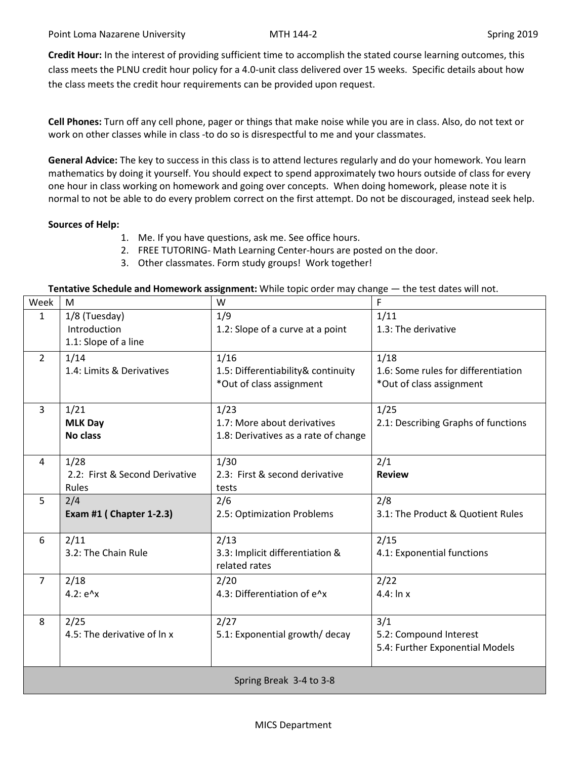**Credit Hour:** In the interest of providing sufficient time to accomplish the stated course learning outcomes, this class meets the PLNU credit hour policy for a 4.0-unit class delivered over 15 weeks. Specific details about how the class meets the credit hour requirements can be provided upon request.

**Cell Phones:** Turn off any cell phone, pager or things that make noise while you are in class. Also, do not text or work on other classes while in class -to do so is disrespectful to me and your classmates.

**General Advice:** The key to success in this class is to attend lectures regularly and do your homework. You learn mathematics by doing it yourself. You should expect to spend approximately two hours outside of class for every one hour in class working on homework and going over concepts. When doing homework, please note it is normal to not be able to do every problem correct on the first attempt. Do not be discouraged, instead seek help.

**Sources of Help:**

1. Me. If you have questions, ask me. See office hours.
2. FREE TUTORING- Math Learning Center-hours are posted on the door.
3. Other classmates. Form study groups! Work together!

**Tentative Schedule and Homework assignment:** While topic order may change — the test dates will not.

| Week | M | W | F |
|---|---|---|---|
| 1 | 1/8 (Tuesday)<br>Introduction<br>1.1: Slope of a line | 1/9<br>1.2: Slope of a curve at a point | 1/11<br>1.3: The derivative |
| 2 | 1/14<br>1.4: Limits & Derivatives | 1/16<br>1.5: Differentiability& continuity<br>*Out of class assignment | 1/18<br>1.6: Some rules for differentiation<br>*Out of class assignment |
| 3 | 1/21<br>**MLK Day**<br>**No class** | 1/23<br>1.7: More about derivatives<br>1.8: Derivatives as a rate of change | 1/25<br>2.1: Describing Graphs of functions |
| 4 | 1/28<br>2.2: First & Second Derivative Rules | 1/30<br>2.3: First & second derivative tests | 2/1<br>**Review** |
| 5 | 2/4<br>**Exam #1 ( Chapter 1-2.3)** | 2/6<br>2.5: Optimization Problems | 2/8<br>3.1: The Product & Quotient Rules |
| 6 | 2/11<br>3.2: The Chain Rule | 2/13<br>3.3: Implicit differentiation & related rates | 2/15<br>4.1: Exponential functions |
| 7 | 2/18<br>4.2: e^x | 2/20<br>4.3: Differentiation of e^x | 2/22<br>4.4: ln x |
| 8 | 2/25<br>4.5: The derivative of ln x | 2/27<br>5.1: Exponential growth/ decay | 3/1<br>5.2: Compound Interest<br>5.4: Further Exponential Models |
| Spring Break 3-4 to 3-8 | | | |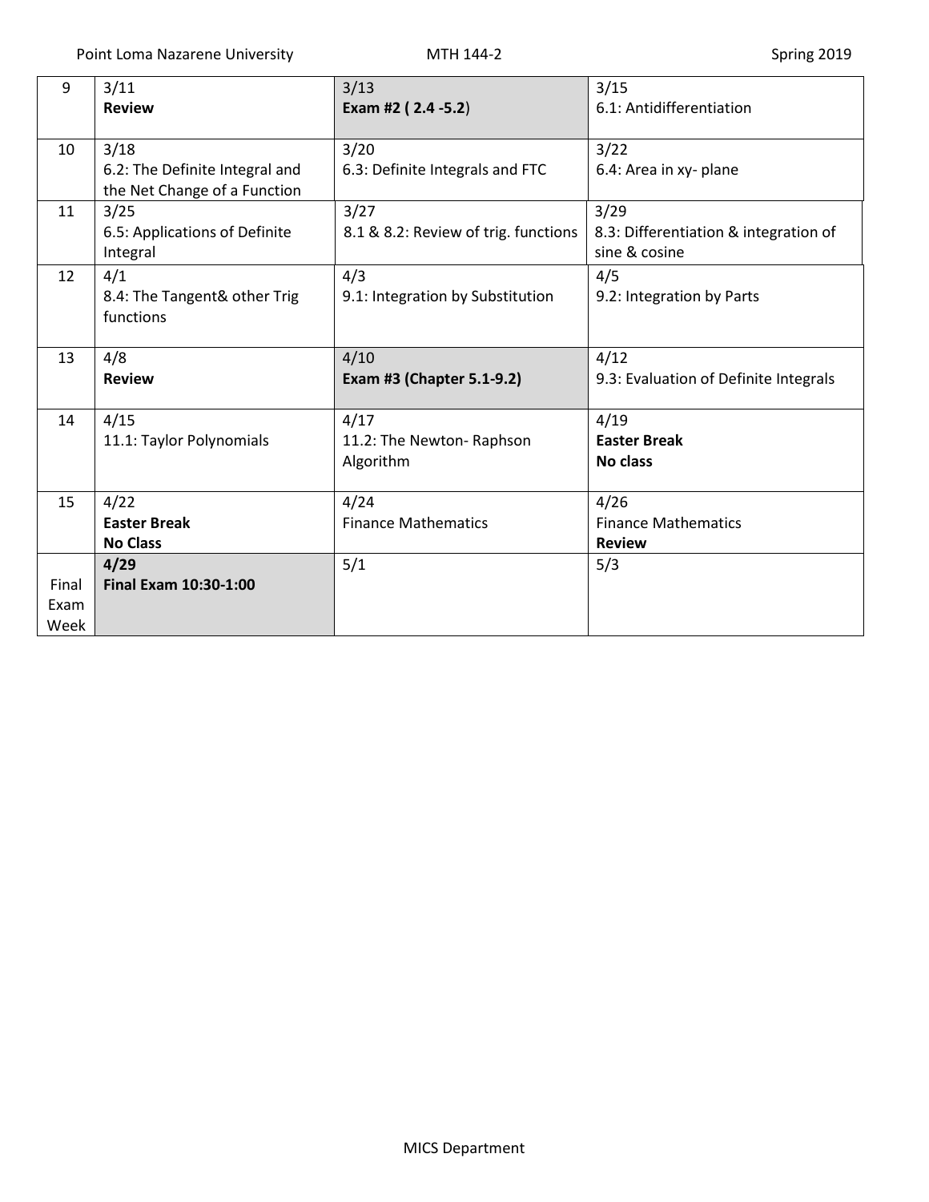| | | | |
|---|---|---|---|
| 9 | 3/11<br>**Review** | 3/13<br>**Exam #2 ( 2.4 -5.2**) | 3/15<br>6.1: Antidifferentiation |
| 10 | 3/18<br>6.2: The Definite Integral and the Net Change of a Function | 3/20<br>6.3: Definite Integrals and FTC | 3/22<br>6.4: Area in xy- plane |
| 11 | 3/25<br>6.5: Applications of Definite Integral | 3/27<br>8.1 & 8.2: Review of trig. functions | 3/29<br>8.3: Differentiation & integration of sine & cosine |
| 12 | 4/1<br>8.4: The Tangent& other Trig functions | 4/3<br>9.1: Integration by Substitution | 4/5<br>9.2: Integration by Parts |
| 13 | 4/8<br>**Review** | 4/10<br>**Exam #3 (Chapter 5.1-9.2)** | 4/12<br>9.3: Evaluation of Definite Integrals |
| 14 | 4/15<br>11.1: Taylor Polynomials | 4/17<br>11.2: The Newton- Raphson Algorithm | 4/19<br>**Easter Break**<br>**No class** |
| 15 | 4/22<br>**Easter Break**<br>**No Class** | 4/24<br>Finance Mathematics | 4/26<br>Finance Mathematics<br>**Review** |
| Final Exam Week | **4/29**<br>**Final Exam 10:30-1:00** | 5/1 | 5/3 |